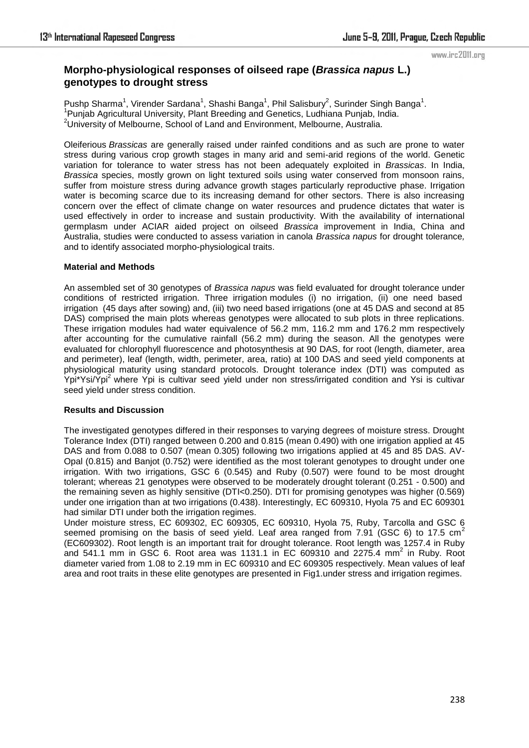# Morpho-physiological responses of oilseed rape (*Brassica napus* L.) genotypes to drought stress

Pushp Sharma[1], Virender Sardana[1], Shashi Banga[1], Phil Salisbury[2], Surinder Singh Banga[1].
[1]Punjab Agricultural University, Plant Breeding and Genetics, Ludhiana Punjab, India.
[2]University of Melbourne, School of Land and Environment, Melbourne, Australia.

Oleiferious *Brassicas* are generally raised under rainfed conditions and as such are prone to water stress during various crop growth stages in many arid and semi-arid regions of the world. Genetic variation for tolerance to water stress has not been adequately exploited in *Brassicas*. In India, *Brassica* species, mostly grown on light textured soils using water conserved from monsoon rains, suffer from moisture stress during advance growth stages particularly reproductive phase. Irrigation water is becoming scarce due to its increasing demand for other sectors. There is also increasing concern over the effect of climate change on water resources and prudence dictates that water is used effectively in order to increase and sustain productivity. With the availability of international germplasm under ACIAR aided project on oilseed *Brassica* improvement in India, China and Australia, studies were conducted to assess variation in canola *Brassica napus* for drought tolerance, and to identify associated morpho-physiological traits.

## Material and Methods

An assembled set of 30 genotypes of *Brassica napus* was field evaluated for drought tolerance under conditions of restricted irrigation. Three irrigation modules (i) no irrigation, (ii) one need based irrigation (45 days after sowing) and, (iii) two need based irrigations (one at 45 DAS and second at 85 DAS) comprised the main plots whereas genotypes were allocated to sub plots in three replications. These irrigation modules had water equivalence of 56.2 mm, 116.2 mm and 176.2 mm respectively after accounting for the cumulative rainfall (56.2 mm) during the season. All the genotypes were evaluated for chlorophyll fluorescence and photosynthesis at 90 DAS, for root (length, diameter, area and perimeter), leaf (length, width, perimeter, area, ratio) at 100 DAS and seed yield components at physiological maturity using standard protocols. Drought tolerance index (DTI) was computed as $Ypi*Ysi/Ypi^2$ where Ypi is cultivar seed yield under non stress/irrigated condition and Ysi is cultivar seed yield under stress condition.

## Results and Discussion

The investigated genotypes differed in their responses to varying degrees of moisture stress. Drought Tolerance Index (DTI) ranged between 0.200 and 0.815 (mean 0.490) with one irrigation applied at 45 DAS and from 0.088 to 0.507 (mean 0.305) following two irrigations applied at 45 and 85 DAS. AV-Opal (0.815) and Banjot (0.752) were identified as the most tolerant genotypes to drought under one irrigation. With two irrigations, GSC 6 (0.545) and Ruby (0.507) were found to be most drought tolerant; whereas 21 genotypes were observed to be moderately drought tolerant (0.251 - 0.500) and the remaining seven as highly sensitive (DTI<0.250). DTI for promising genotypes was higher (0.569) under one irrigation than at two irrigations (0.438). Interestingly, EC 609310, Hyola 75 and EC 609301 had similar DTI under both the irrigation regimes.

Under moisture stress, EC 609302, EC 609305, EC 609310, Hyola 75, Ruby, Tarcolla and GSC 6 seemed promising on the basis of seed yield. Leaf area ranged from 7.91 (GSC 6) to 17.5 $cm^2$ (EC609302). Root length is an important trait for drought tolerance. Root length was 1257.4 in Ruby and 541.1 mm in GSC 6. Root area was 1131.1 in EC 609310 and 2275.4 $mm^2$ in Ruby. Root diameter varied from 1.08 to 2.19 mm in EC 609310 and EC 609305 respectively. Mean values of leaf area and root traits in these elite genotypes are presented in Fig1.under stress and irrigation regimes.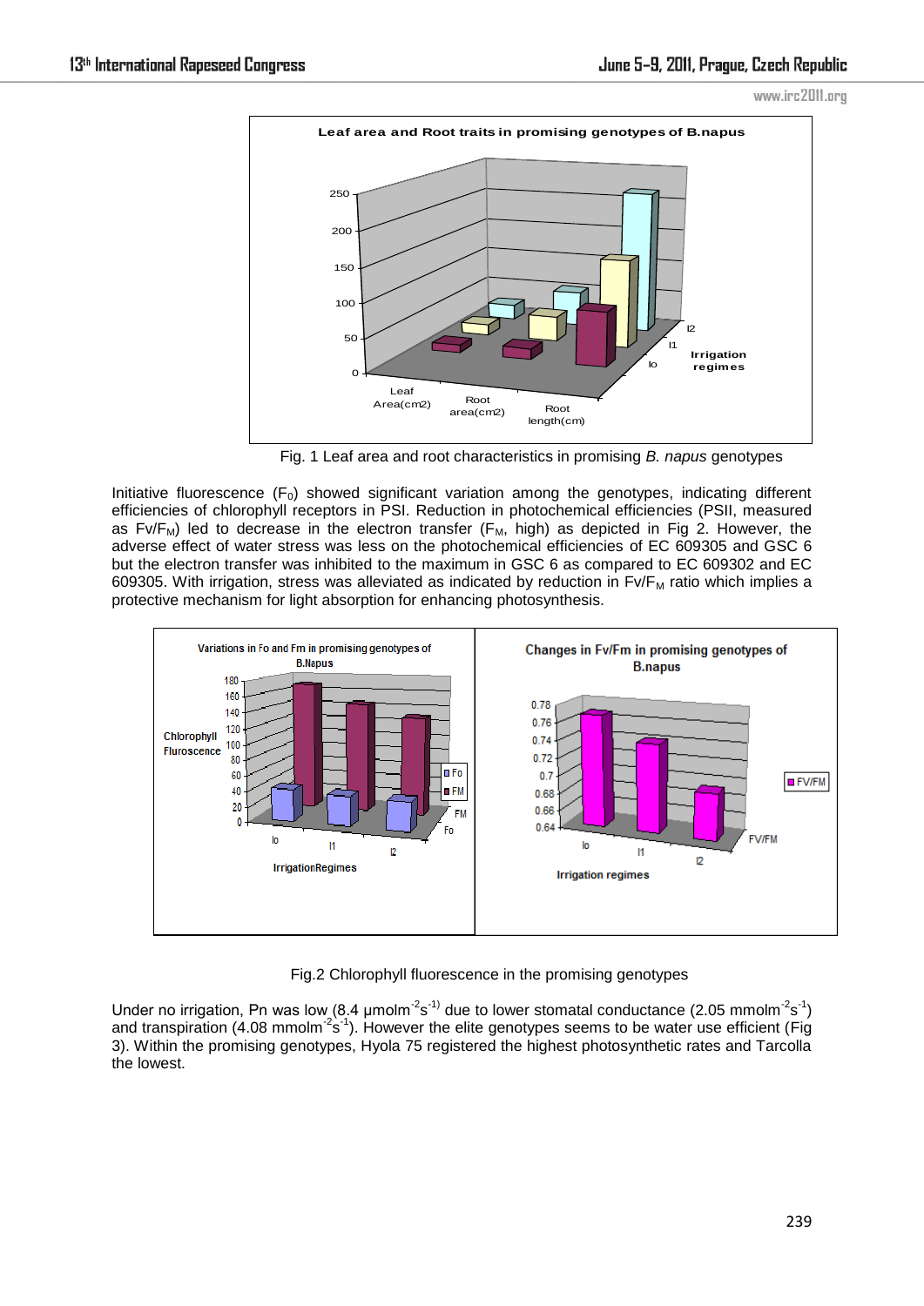Fig. 1 Leaf area and root characteristics in promising *B. napus* genotypes

Initiative fluorescence ($F_0$) showed significant variation among the genotypes, indicating different efficiencies of chlorophyll receptors in PSI. Reduction in photochemical efficiencies (PSII, measured as $Fv/F_M$) led to decrease in the electron transfer ($F_M$, high) as depicted in Fig 2. However, the adverse effect of water stress was less on the photochemical efficiencies of EC 609305 and GSC 6 but the electron transfer was inhibited to the maximum in GSC 6 as compared to EC 609302 and EC 609305. With irrigation, stress was alleviated as indicated by reduction in $Fv/F_M$ ratio which implies a protective mechanism for light absorption for enhancing photosynthesis.

Fig.2 Chlorophyll fluorescence in the promising genotypes

Under no irrigation, Pn was low (8.4 μmolm$^{-2}$s$^{-1}$) due to lower stomatal conductance (2.05 mmolm$^{-2}$s$^{-1}$) and transpiration (4.08 mmolm$^{-2}$s$^{-1}$). However the elite genotypes seems to be water use efficient (Fig 3). Within the promising genotypes, Hyola 75 registered the highest photosynthetic rates and Tarcolla the lowest.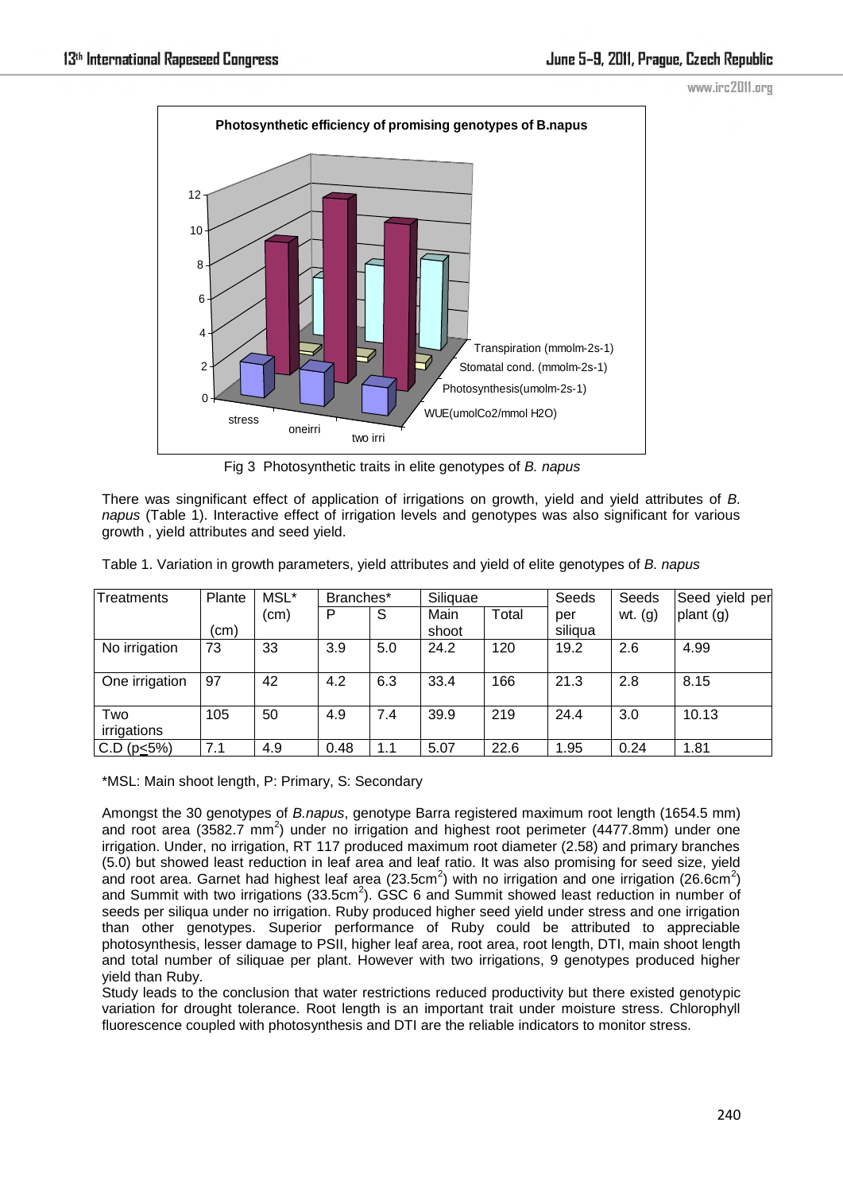Photosynthetic efficiency of promising genotypes of B.napus

12
10
8
6
4
2
0

stress
oneirri
two irri

Transpiration (mmolm-2s-1)
Stomatal cond. (mmolm-2s-1)
Photosynthesis(umolm-2s-1)
WUE(umolCo2/mmol H2O)

Fig 3 Photosynthetic traits in elite genotypes of *B. napus*

There was singnificant effect of application of irrigations on growth, yield and yield attributes of *B. napus* (Table 1). Interactive effect of irrigation levels and genotypes was also significant for various growth , yield attributes and seed yield.

Table 1. Variation in growth parameters, yield attributes and yield of elite genotypes of *B. napus*

| Treatments | Plante (cm) | MSL* (cm) | Branches* | | Siliquae | | Seeds per siliqua | Seeds wt. (g) | Seed yield per plant (g) |
|---|---|---|---|---|---|---|---|---|---|
| | | | P | S | Main shoot | Total | | | |
| No irrigation | 73 | 33 | 3.9 | 5.0 | 24.2 | 120 | 19.2 | 2.6 | 4.99 |
| One irrigation | 97 | 42 | 4.2 | 6.3 | 33.4 | 166 | 21.3 | 2.8 | 8.15 |
| Two irrigations | 105 | 50 | 4.9 | 7.4 | 39.9 | 219 | 24.4 | 3.0 | 10.13 |
| C.D ($p \leq 5\%$) | 7.1 | 4.9 | 0.48 | 1.1 | 5.07 | 22.6 | 1.95 | 0.24 | 1.81 |

*MSL: Main shoot length, P: Primary, S: Secondary

Amongst the 30 genotypes of *B.napus*, genotype Barra registered maximum root length (1654.5 mm) and root area (3582.7 $mm^2$) under no irrigation and highest root perimeter (4477.8mm) under one irrigation. Under, no irrigation, RT 117 produced maximum root diameter (2.58) and primary branches (5.0) but showed least reduction in leaf area and leaf ratio. It was also promising for seed size, yield and root area. Garnet had highest leaf area (23.5$cm^2$) with no irrigation and one irrigation (26.6$cm^2$) and Summit with two irrigations (33.5$cm^2$). GSC 6 and Summit showed least reduction in number of seeds per siliqua under no irrigation. Ruby produced higher seed yield under stress and one irrigation than other genotypes. Superior performance of Ruby could be attributed to appreciable photosynthesis, lesser damage to PSII, higher leaf area, root area, root length, DTI, main shoot length and total number of siliquae per plant. However with two irrigations, 9 genotypes produced higher yield than Ruby.

Study leads to the conclusion that water restrictions reduced productivity but there existed genotypic variation for drought tolerance. Root length is an important trait under moisture stress. Chlorophyll fluorescence coupled with photosynthesis and DTI are the reliable indicators to monitor stress.